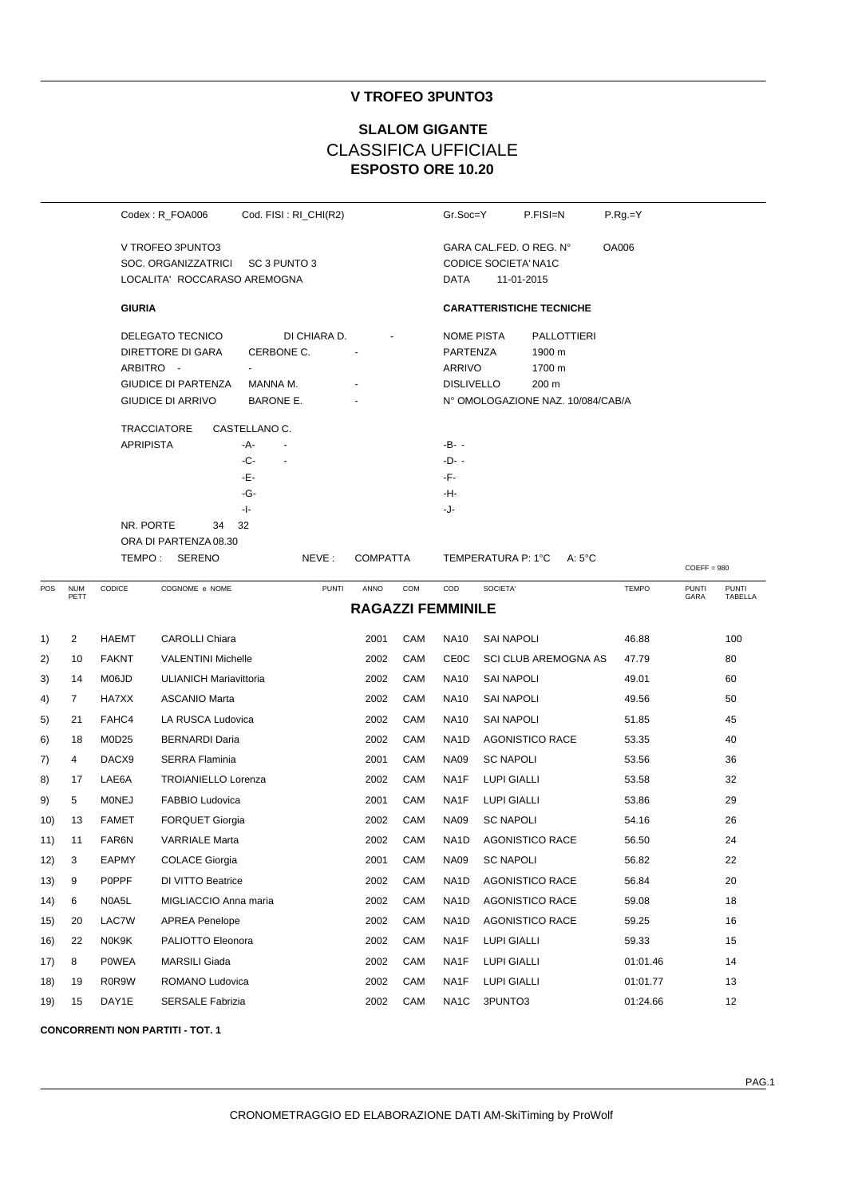# V TROFEO 3PUNTO3

## SLALOM GIGANTE

## CLASSIFICA UFFICIALE

**ESPOSTO ORE 10.20**

Codex : R_FOA006    Cod. FISI : RI_CHI(R2)    Gr.Soc=Y    P.FISI=N    P.Rg.=Y

V TROFEO 3PUNTO3
SOC. ORGANIZZATRICI    SC 3 PUNTO 3
LOCALITA' ROCCARASO AREMOGNA

GARA CAL.FED. O REG. N°    OA006
CODICE SOCIETA' NA1C
DATA    11-01-2015

**GIURIA**

DELEGATO TECNICO    DI CHIARA D.    -
DIRETTORE DI GARA    CERBONE C.    -
ARBITRO    -    -
GIUDICE DI PARTENZA    MANNA M.    -
GIUDICE DI ARRIVO    BARONE E.    -

TRACCIATORE    CASTELLANO C.
APRIPISTA    -A-  -    -B-  -
-C-  -    -D-  -
-E-    -F-
-G-    -H-
-I-    -J-

NR. PORTE    34    32
ORA DI PARTENZA 08.30
TEMPO :    SERENO    NEVE :    COMPATTA    TEMPERATURA P: 1°C    A: 5°C

**CARATTERISTICHE TECNICHE**

NOME PISTA    PALLOTTIERI
PARTENZA    1900 m
ARRIVO    1700 m
DISLIVELLO    200 m
N° OMOLOGAZIONE NAZ. 10/084/CAB/A

COEFF = 980

**RAGAZZI FEMMINILE**

| POS | NUM PETT | CODICE | COGNOME e NOME | PUNTI | ANNO | COM | COD | SOCIETA' | TEMPO | PUNTI GARA | PUNTI TABELLA |
|---|---|---|---|---|---|---|---|---|---|---|---|
| 1) | 2 | HAEMT | CAROLLI Chiara | | 2001 | CAM | NA10 | SAI NAPOLI | 46.88 | | 100 |
| 2) | 10 | FAKNT | VALENTINI Michelle | | 2002 | CAM | CE0C | SCI CLUB AREMOGNA AS | 47.79 | | 80 |
| 3) | 14 | M06JD | ULIANICH Mariavittoria | | 2002 | CAM | NA10 | SAI NAPOLI | 49.01 | | 60 |
| 4) | 7 | HA7XX | ASCANIO Marta | | 2002 | CAM | NA10 | SAI NAPOLI | 49.56 | | 50 |
| 5) | 21 | FAHC4 | LA RUSCA Ludovica | | 2002 | CAM | NA10 | SAI NAPOLI | 51.85 | | 45 |
| 6) | 18 | M0D25 | BERNARDI Daria | | 2002 | CAM | NA1D | AGONISTICO RACE | 53.35 | | 40 |
| 7) | 4 | DACX9 | SERRA Flaminia | | 2001 | CAM | NA09 | SC NAPOLI | 53.56 | | 36 |
| 8) | 17 | LAE6A | TROIANIELLO Lorenza | | 2002 | CAM | NA1F | LUPI GIALLI | 53.58 | | 32 |
| 9) | 5 | M0NEJ | FABBIO Ludovica | | 2001 | CAM | NA1F | LUPI GIALLI | 53.86 | | 29 |
| 10) | 13 | FAMET | FORQUET Giorgia | | 2002 | CAM | NA09 | SC NAPOLI | 54.16 | | 26 |
| 11) | 11 | FAR6N | VARRIALE Marta | | 2002 | CAM | NA1D | AGONISTICO RACE | 56.50 | | 24 |
| 12) | 3 | EAPMY | COLACE Giorgia | | 2001 | CAM | NA09 | SC NAPOLI | 56.82 | | 22 |
| 13) | 9 | P0PPF | DI VITTO Beatrice | | 2002 | CAM | NA1D | AGONISTICO RACE | 56.84 | | 20 |
| 14) | 6 | N0A5L | MIGLIACCIO Anna maria | | 2002 | CAM | NA1D | AGONISTICO RACE | 59.08 | | 18 |
| 15) | 20 | LAC7W | APREA Penelope | | 2002 | CAM | NA1D | AGONISTICO RACE | 59.25 | | 16 |
| 16) | 22 | N0K9K | PALIOTTO Eleonora | | 2002 | CAM | NA1F | LUPI GIALLI | 59.33 | | 15 |
| 17) | 8 | P0WEA | MARSILI Giada | | 2002 | CAM | NA1F | LUPI GIALLI | 01:01.46 | | 14 |
| 18) | 19 | R0R9W | ROMANO Ludovica | | 2002 | CAM | NA1F | LUPI GIALLI | 01:01.77 | | 13 |
| 19) | 15 | DAY1E | SERSALE Fabrizia | | 2002 | CAM | NA1C | 3PUNTO3 | 01:24.66 | | 12 |

**CONCORRENTI NON PARTITI - TOT. 1**

CRONOMETRAGGIO ED ELABORAZIONE DATI AM-SkiTiming by ProWolf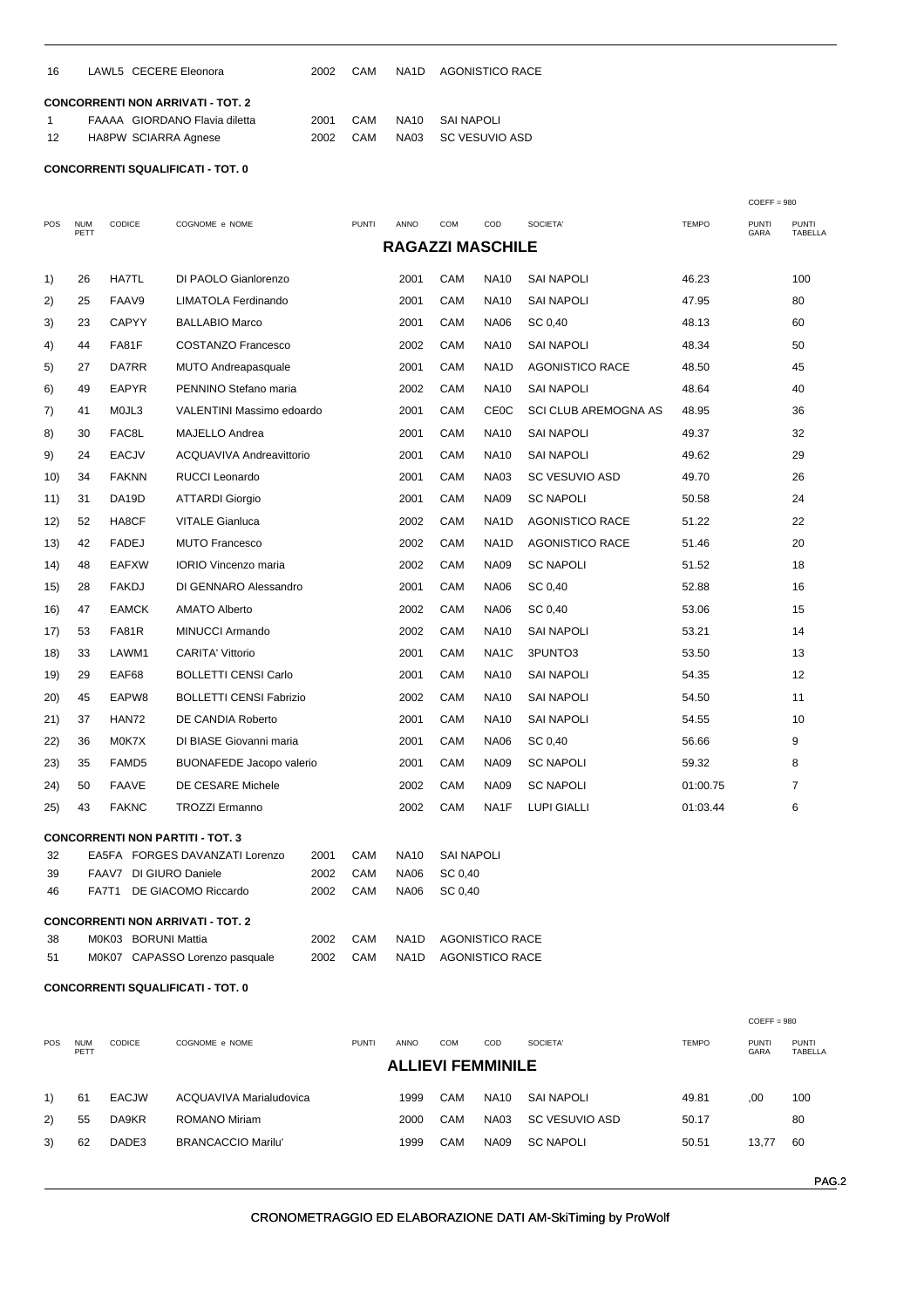| | | | | | | |
|---|---|---|---|---|---|---|
| 16 | LAWL5 | CECERE Eleonora | 2002 | CAM | NA1D | AGONISTICO RACE |

**CONCORRENTI NON ARRIVATI - TOT. 2**

| | | | | | | |
|---|---|---|---|---|---|---|
| 1 | FAAAA | GIORDANO Flavia diletta | 2001 | CAM | NA10 | SAI NAPOLI |
| 12 | HA8PW | SCIARRA Agnese | 2002 | CAM | NA03 | SC VESUVIO ASD |

**CONCORRENTI SQUALIFICATI - TOT. 0**

COEFF = 980

## RAGAZZI MASCHILE

| POS | NUM PETT | CODICE | COGNOME e NOME | PUNTI | ANNO | COM | COD | SOCIETA' | TEMPO | PUNTI GARA | PUNTI TABELLA |
|---|---|---|---|---|---|---|---|---|---|---|---|
| 1) | 26 | HA7TL | DI PAOLO Gianlorenzo | | 2001 | CAM | NA10 | SAI NAPOLI | 46.23 | | 100 |
| 2) | 25 | FAAV9 | LIMATOLA Ferdinando | | 2001 | CAM | NA10 | SAI NAPOLI | 47.95 | | 80 |
| 3) | 23 | CAPYY | BALLABIO Marco | | 2001 | CAM | NA06 | SC 0,40 | 48.13 | | 60 |
| 4) | 44 | FA81F | COSTANZO Francesco | | 2002 | CAM | NA10 | SAI NAPOLI | 48.34 | | 50 |
| 5) | 27 | DA7RR | MUTO Andreapasquale | | 2001 | CAM | NA1D | AGONISTICO RACE | 48.50 | | 45 |
| 6) | 49 | EAPYR | PENNINO Stefano maria | | 2002 | CAM | NA10 | SAI NAPOLI | 48.64 | | 40 |
| 7) | 41 | M0JL3 | VALENTINI Massimo edoardo | | 2001 | CAM | CE0C | SCI CLUB AREMOGNA AS | 48.95 | | 36 |
| 8) | 30 | FAC8L | MAJELLO Andrea | | 2001 | CAM | NA10 | SAI NAPOLI | 49.37 | | 32 |
| 9) | 24 | EACJV | ACQUAVIVA Andreavittorio | | 2001 | CAM | NA10 | SAI NAPOLI | 49.62 | | 29 |
| 10) | 34 | FAKNN | RUCCI Leonardo | | 2001 | CAM | NA03 | SC VESUVIO ASD | 49.70 | | 26 |
| 11) | 31 | DA19D | ATTARDI Giorgio | | 2001 | CAM | NA09 | SC NAPOLI | 50.58 | | 24 |
| 12) | 52 | HA8CF | VITALE Gianluca | | 2002 | CAM | NA1D | AGONISTICO RACE | 51.22 | | 22 |
| 13) | 42 | FADEJ | MUTO Francesco | | 2002 | CAM | NA1D | AGONISTICO RACE | 51.46 | | 20 |
| 14) | 48 | EAFXW | IORIO Vincenzo maria | | 2002 | CAM | NA09 | SC NAPOLI | 51.52 | | 18 |
| 15) | 28 | FAKDJ | DI GENNARO Alessandro | | 2001 | CAM | NA06 | SC 0,40 | 52.88 | | 16 |
| 16) | 47 | EAMCK | AMATO Alberto | | 2002 | CAM | NA06 | SC 0,40 | 53.06 | | 15 |
| 17) | 53 | FA81R | MINUCCI Armando | | 2002 | CAM | NA10 | SAI NAPOLI | 53.21 | | 14 |
| 18) | 33 | LAWM1 | CARITA' Vittorio | | 2001 | CAM | NA1C | 3PUNTO3 | 53.50 | | 13 |
| 19) | 29 | EAF68 | BOLLETTI CENSI Carlo | | 2001 | CAM | NA10 | SAI NAPOLI | 54.35 | | 12 |
| 20) | 45 | EAPW8 | BOLLETTI CENSI Fabrizio | | 2002 | CAM | NA10 | SAI NAPOLI | 54.50 | | 11 |
| 21) | 37 | HAN72 | DE CANDIA Roberto | | 2001 | CAM | NA10 | SAI NAPOLI | 54.55 | | 10 |
| 22) | 36 | M0K7X | DI BIASE Giovanni maria | | 2001 | CAM | NA06 | SC 0,40 | 56.66 | | 9 |
| 23) | 35 | FAMD5 | BUONAFEDE Jacopo valerio | | 2001 | CAM | NA09 | SC NAPOLI | 59.32 | | 8 |
| 24) | 50 | FAAVE | DE CESARE Michele | | 2002 | CAM | NA09 | SC NAPOLI | 01:00.75 | | 7 |
| 25) | 43 | FAKNC | TROZZI Ermanno | | 2002 | CAM | NA1F | LUPI GIALLI | 01:03.44 | | 6 |

**CONCORRENTI NON PARTITI - TOT. 3**

| | | | | | | |
|---|---|---|---|---|---|---|
| 32 | EA5FA | FORGES DAVANZATI Lorenzo | 2001 | CAM | NA10 | SAI NAPOLI |
| 39 | FAAV7 | DI GIURO Daniele | 2002 | CAM | NA06 | SC 0,40 |
| 46 | FA7T1 | DE GIACOMO Riccardo | 2002 | CAM | NA06 | SC 0,40 |

**CONCORRENTI NON ARRIVATI - TOT. 2**

| | | | | | | |
|---|---|---|---|---|---|---|
| 38 | M0K03 | BORUNI Mattia | 2002 | CAM | NA1D | AGONISTICO RACE |
| 51 | M0K07 | CAPASSO Lorenzo pasquale | 2002 | CAM | NA1D | AGONISTICO RACE |

**CONCORRENTI SQUALIFICATI - TOT. 0**

COEFF = 980

## ALLIEVI FEMMINILE

| POS | NUM PETT | CODICE | COGNOME e NOME | PUNTI | ANNO | COM | COD | SOCIETA' | TEMPO | PUNTI GARA | PUNTI TABELLA |
|---|---|---|---|---|---|---|---|---|---|---|---|
| 1) | 61 | EACJW | ACQUAVIVA Marialudovica | | 1999 | CAM | NA10 | SAI NAPOLI | 49.81 | ,00 | 100 |
| 2) | 55 | DA9KR | ROMANO Miriam | | 2000 | CAM | NA03 | SC VESUVIO ASD | 50.17 | | 80 |
| 3) | 62 | DADE3 | BRANCACCIO Marilu' | | 1999 | CAM | NA09 | SC NAPOLI | 50.51 | 13,77 | 60 |

CRONOMETRAGGIO ED ELABORAZIONE DATI AM-SkiTiming by ProWolf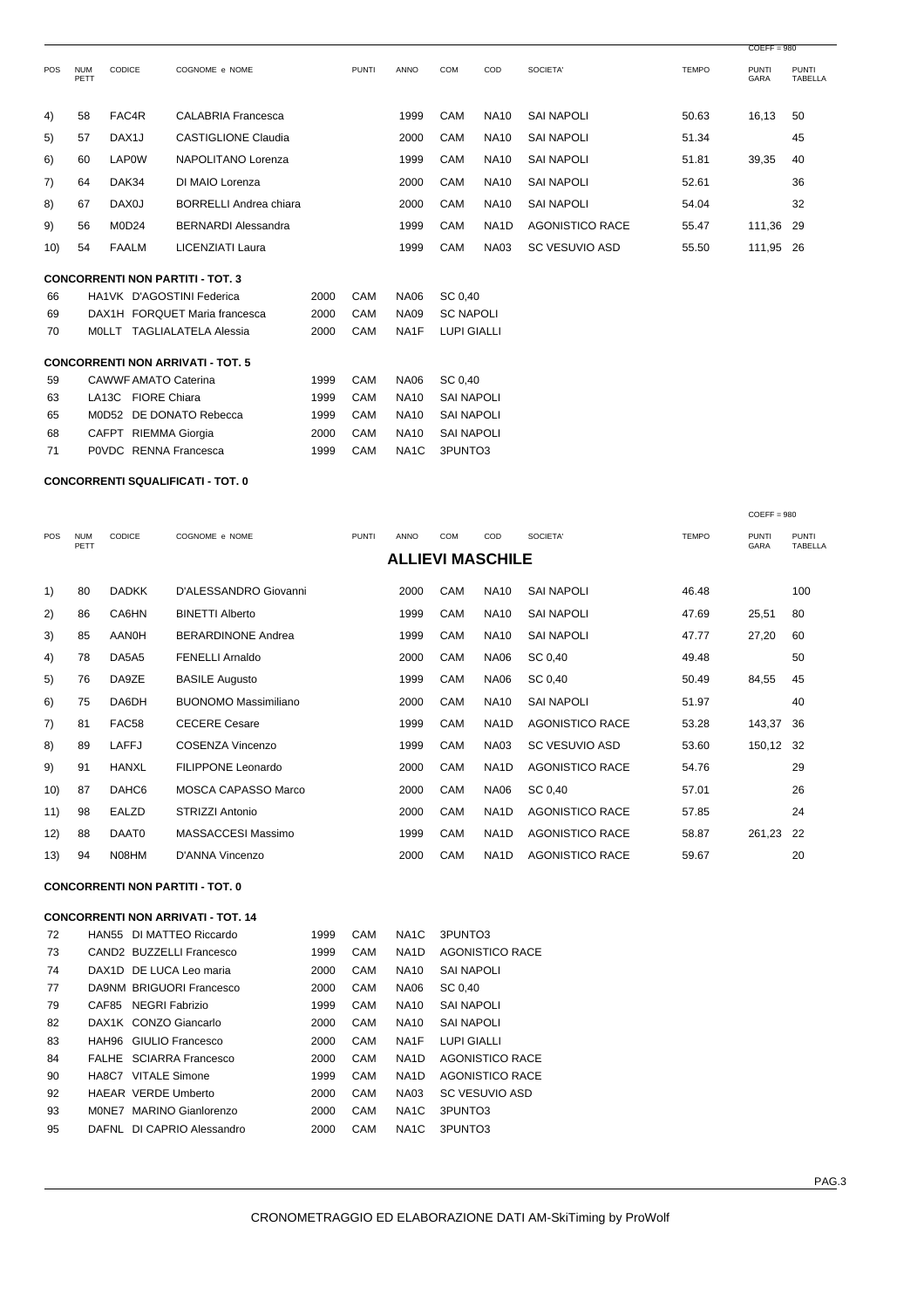COEFF = 980

| POS | NUM PETT | CODICE | COGNOME e NOME | PUNTI | ANNO | COM | COD | SOCIETA' | TEMPO | PUNTI GARA | PUNTI TABELLA |
|---|---|---|---|---|---|---|---|---|---|---|---|
| 4) | 58 | FAC4R | CALABRIA Francesca | | 1999 | CAM | NA10 | SAI NAPOLI | 50.63 | 16,13 | 50 |
| 5) | 57 | DAX1J | CASTIGLIONE Claudia | | 2000 | CAM | NA10 | SAI NAPOLI | 51.34 | | 45 |
| 6) | 60 | LAP0W | NAPOLITANO Lorenza | | 1999 | CAM | NA10 | SAI NAPOLI | 51.81 | 39,35 | 40 |
| 7) | 64 | DAK34 | DI MAIO Lorenza | | 2000 | CAM | NA10 | SAI NAPOLI | 52.61 | | 36 |
| 8) | 67 | DAX0J | BORRELLI Andrea chiara | | 2000 | CAM | NA10 | SAI NAPOLI | 54.04 | | 32 |
| 9) | 56 | M0D24 | BERNARDI Alessandra | | 1999 | CAM | NA1D | AGONISTICO RACE | 55.47 | 111,36 | 29 |
| 10) | 54 | FAALM | LICENZIATI Laura | | 1999 | CAM | NA03 | SC VESUVIO ASD | 55.50 | 111,95 | 26 |

**CONCORRENTI NON PARTITI - TOT. 3**

| NUM | CODICE | COGNOME e NOME | ANNO | COM | COD | SOCIETA' |
|---|---|---|---|---|---|---|
| 66 | HA1VK | D'AGOSTINI Federica | 2000 | CAM | NA06 | SC 0,40 |
| 69 | DAX1H | FORQUET Maria francesca | 2000 | CAM | NA09 | SC NAPOLI |
| 70 | M0LLT | TAGLIALATELA Alessia | 2000 | CAM | NA1F | LUPI GIALLI |

**CONCORRENTI NON ARRIVATI - TOT. 5**

| NUM | CODICE | COGNOME e NOME | ANNO | COM | COD | SOCIETA' |
|---|---|---|---|---|---|---|
| 59 | CAWWF | AMATO Caterina | 1999 | CAM | NA06 | SC 0,40 |
| 63 | LA13C | FIORE Chiara | 1999 | CAM | NA10 | SAI NAPOLI |
| 65 | M0D52 | DE DONATO Rebecca | 1999 | CAM | NA10 | SAI NAPOLI |
| 68 | CAFPT | RIEMMA Giorgia | 2000 | CAM | NA10 | SAI NAPOLI |
| 71 | P0VDC | RENNA Francesca | 1999 | CAM | NA1C | 3PUNTO3 |

**CONCORRENTI SQUALIFICATI - TOT. 0**

COEFF = 980

## ALLIEVI MASCHILE

| POS | NUM PETT | CODICE | COGNOME e NOME | PUNTI | ANNO | COM | COD | SOCIETA' | TEMPO | PUNTI GARA | PUNTI TABELLA |
|---|---|---|---|---|---|---|---|---|---|---|---|
| 1) | 80 | DADKK | D'ALESSANDRO Giovanni | | 2000 | CAM | NA10 | SAI NAPOLI | 46.48 | | 100 |
| 2) | 86 | CA6HN | BINETTI Alberto | | 1999 | CAM | NA10 | SAI NAPOLI | 47.69 | 25,51 | 80 |
| 3) | 85 | AAN0H | BERARDINONE Andrea | | 1999 | CAM | NA10 | SAI NAPOLI | 47.77 | 27,20 | 60 |
| 4) | 78 | DA5A5 | FENELLI Arnaldo | | 2000 | CAM | NA06 | SC 0,40 | 49.48 | | 50 |
| 5) | 76 | DA9ZE | BASILE Augusto | | 1999 | CAM | NA06 | SC 0,40 | 50.49 | 84,55 | 45 |
| 6) | 75 | DA6DH | BUONOMO Massimiliano | | 2000 | CAM | NA10 | SAI NAPOLI | 51.97 | | 40 |
| 7) | 81 | FAC58 | CECERE Cesare | | 1999 | CAM | NA1D | AGONISTICO RACE | 53.28 | 143,37 | 36 |
| 8) | 89 | LAFFJ | COSENZA Vincenzo | | 1999 | CAM | NA03 | SC VESUVIO ASD | 53.60 | 150,12 | 32 |
| 9) | 91 | HANXL | FILIPPONE Leonardo | | 2000 | CAM | NA1D | AGONISTICO RACE | 54.76 | | 29 |
| 10) | 87 | DAHC6 | MOSCA CAPASSO Marco | | 2000 | CAM | NA06 | SC 0,40 | 57.01 | | 26 |
| 11) | 98 | EALZD | STRIZZI Antonio | | 2000 | CAM | NA1D | AGONISTICO RACE | 57.85 | | 24 |
| 12) | 88 | DAAT0 | MASSACCESI Massimo | | 1999 | CAM | NA1D | AGONISTICO RACE | 58.87 | 261,23 | 22 |
| 13) | 94 | N08HM | D'ANNA Vincenzo | | 2000 | CAM | NA1D | AGONISTICO RACE | 59.67 | | 20 |

**CONCORRENTI NON PARTITI - TOT. 0**

**CONCORRENTI NON ARRIVATI - TOT. 14**

| NUM | CODICE | COGNOME e NOME | ANNO | COM | COD | SOCIETA' |
|---|---|---|---|---|---|---|
| 72 | HAN55 | DI MATTEO Riccardo | 1999 | CAM | NA1C | 3PUNTO3 |
| 73 | CAND2 | BUZZELLI Francesco | 1999 | CAM | NA1D | AGONISTICO RACE |
| 74 | DAX1D | DE LUCA Leo maria | 2000 | CAM | NA10 | SAI NAPOLI |
| 77 | DA9NM | BRIGUORI Francesco | 2000 | CAM | NA06 | SC 0,40 |
| 79 | CAF85 | NEGRI Fabrizio | 1999 | CAM | NA10 | SAI NAPOLI |
| 82 | DAX1K | CONZO Giancarlo | 2000 | CAM | NA10 | SAI NAPOLI |
| 83 | HAH96 | GIULIO Francesco | 2000 | CAM | NA1F | LUPI GIALLI |
| 84 | FALHE | SCIARRA Francesco | 2000 | CAM | NA1D | AGONISTICO RACE |
| 90 | HA8C7 | VITALE Simone | 1999 | CAM | NA1D | AGONISTICO RACE |
| 92 | HAEAR | VERDE Umberto | 2000 | CAM | NA03 | SC VESUVIO ASD |
| 93 | M0NE7 | MARINO Gianlorenzo | 2000 | CAM | NA1C | 3PUNTO3 |
| 95 | DAFNL | DI CAPRIO Alessandro | 2000 | CAM | NA1C | 3PUNTO3 |

CRONOMETRAGGIO ED ELABORAZIONE DATI AM-SkiTiming by ProWolf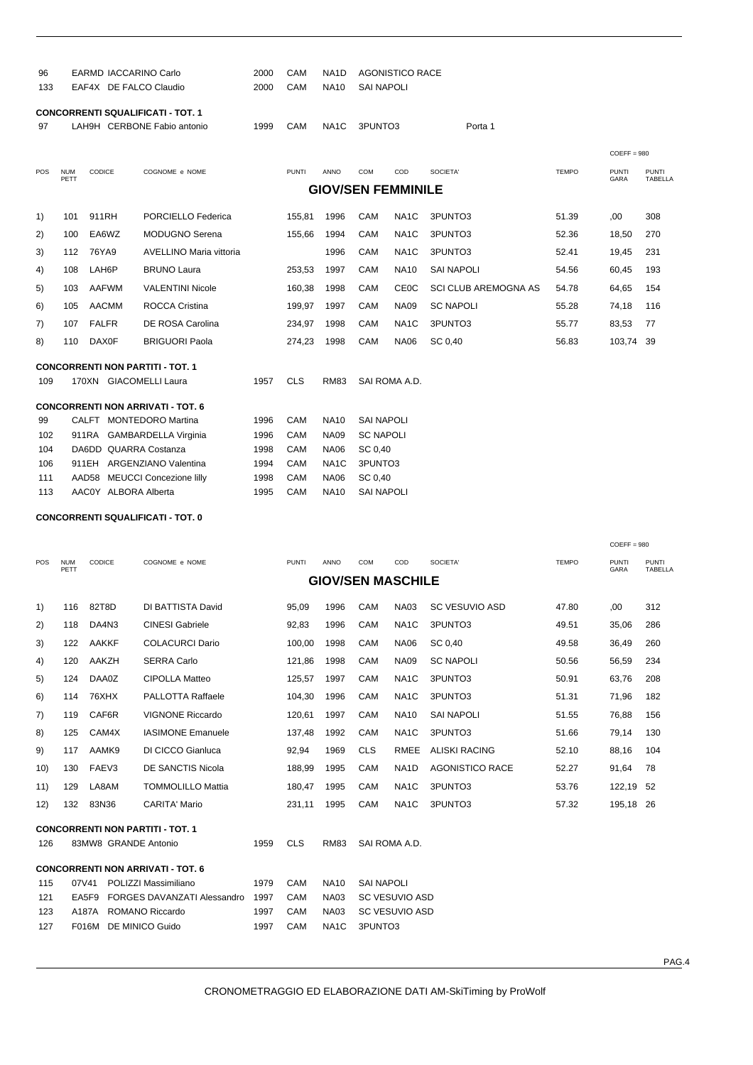| | | | | | | | |
|---|---|---|---|---|---|---|---|
| 96 | EARMD | IACCARINO Carlo | 2000 | CAM | NA1D | AGONISTICO RACE | |
| 133 | EAF4X | DE FALCO Claudio | 2000 | CAM | NA10 | SAI NAPOLI | |

**CONCORRENTI SQUALIFICATI - TOT. 1**

| | | | | | | | |
|---|---|---|---|---|---|---|---|
| 97 | LAH9H | CERBONE Fabio antonio | 1999 | CAM | NA1C | 3PUNTO3 | Porta 1 |

COEFF = 980

## GIOV/SEN FEMMINILE

| POS | NUM PETT | CODICE | COGNOME e NOME | PUNTI | ANNO | COM | COD | SOCIETA' | TEMPO | PUNTI GARA | PUNTI TABELLA |
|---|---|---|---|---|---|---|---|---|---|---|---|
| 1) | 101 | 911RH | PORCIELLO Federica | 155,81 | 1996 | CAM | NA1C | 3PUNTO3 | 51.39 | ,00 | 308 |
| 2) | 100 | EA6WZ | MODUGNO Serena | 155,66 | 1994 | CAM | NA1C | 3PUNTO3 | 52.36 | 18,50 | 270 |
| 3) | 112 | 76YA9 | AVELLINO Maria vittoria | | 1996 | CAM | NA1C | 3PUNTO3 | 52.41 | 19,45 | 231 |
| 4) | 108 | LAH6P | BRUNO Laura | 253,53 | 1997 | CAM | NA10 | SAI NAPOLI | 54.56 | 60,45 | 193 |
| 5) | 103 | AAFWM | VALENTINI Nicole | 160,38 | 1998 | CAM | CE0C | SCI CLUB AREMOGNA AS | 54.78 | 64,65 | 154 |
| 6) | 105 | AACMM | ROCCA Cristina | 199,97 | 1997 | CAM | NA09 | SC NAPOLI | 55.28 | 74,18 | 116 |
| 7) | 107 | FALFR | DE ROSA Carolina | 234,97 | 1998 | CAM | NA1C | 3PUNTO3 | 55.77 | 83,53 | 77 |
| 8) | 110 | DAX0F | BRIGUORI Paola | 274,23 | 1998 | CAM | NA06 | SC 0,40 | 56.83 | 103,74 | 39 |

**CONCORRENTI NON PARTITI - TOT. 1**

| | | | | | | |
|---|---|---|---|---|---|---|
| 109 | 170XN | GIACOMELLI Laura | 1957 | CLS | RM83 | SAI ROMA A.D. |

**CONCORRENTI NON ARRIVATI - TOT. 6**

| | | | | | | |
|---|---|---|---|---|---|---|
| 99 | CALFT | MONTEDORO Martina | 1996 | CAM | NA10 | SAI NAPOLI |
| 102 | 911RA | GAMBARDELLA Virginia | 1996 | CAM | NA09 | SC NAPOLI |
| 104 | DA6DD | QUARRA Costanza | 1998 | CAM | NA06 | SC 0,40 |
| 106 | 911EH | ARGENZIANO Valentina | 1994 | CAM | NA1C | 3PUNTO3 |
| 111 | AAD58 | MEUCCI Concezione lilly | 1998 | CAM | NA06 | SC 0,40 |
| 113 | AAC0Y | ALBORA Alberta | 1995 | CAM | NA10 | SAI NAPOLI |

**CONCORRENTI SQUALIFICATI - TOT. 0**

COEFF = 980

## GIOV/SEN MASCHILE

| POS | NUM PETT | CODICE | COGNOME e NOME | PUNTI | ANNO | COM | COD | SOCIETA' | TEMPO | PUNTI GARA | PUNTI TABELLA |
|---|---|---|---|---|---|---|---|---|---|---|---|
| 1) | 116 | 82T8D | DI BATTISTA David | 95,09 | 1996 | CAM | NA03 | SC VESUVIO ASD | 47.80 | ,00 | 312 |
| 2) | 118 | DA4N3 | CINESI Gabriele | 92,83 | 1996 | CAM | NA1C | 3PUNTO3 | 49.51 | 35,06 | 286 |
| 3) | 122 | AAKKF | COLACURCI Dario | 100,00 | 1998 | CAM | NA06 | SC 0,40 | 49.58 | 36,49 | 260 |
| 4) | 120 | AAKZH | SERRA Carlo | 121,86 | 1998 | CAM | NA09 | SC NAPOLI | 50.56 | 56,59 | 234 |
| 5) | 124 | DAA0Z | CIPOLLA Matteo | 125,57 | 1997 | CAM | NA1C | 3PUNTO3 | 50.91 | 63,76 | 208 |
| 6) | 114 | 76XHX | PALLOTTA Raffaele | 104,30 | 1996 | CAM | NA1C | 3PUNTO3 | 51.31 | 71,96 | 182 |
| 7) | 119 | CAF6R | VIGNONE Riccardo | 120,61 | 1997 | CAM | NA10 | SAI NAPOLI | 51.55 | 76,88 | 156 |
| 8) | 125 | CAM4X | IASIMONE Emanuele | 137,48 | 1992 | CAM | NA1C | 3PUNTO3 | 51.66 | 79,14 | 130 |
| 9) | 117 | AAMK9 | DI CICCO Gianluca | 92,94 | 1969 | CLS | RMEE | ALISKI RACING | 52.10 | 88,16 | 104 |
| 10) | 130 | FAEV3 | DE SANCTIS Nicola | 188,99 | 1995 | CAM | NA1D | AGONISTICO RACE | 52.27 | 91,64 | 78 |
| 11) | 129 | LA8AM | TOMMOLILLO Mattia | 180,47 | 1995 | CAM | NA1C | 3PUNTO3 | 53.76 | 122,19 | 52 |
| 12) | 132 | 83N36 | CARITA' Mario | 231,11 | 1995 | CAM | NA1C | 3PUNTO3 | 57.32 | 195,18 | 26 |

**CONCORRENTI NON PARTITI - TOT. 1**

| | | | | | | |
|---|---|---|---|---|---|---|
| 126 | 83MW8 | GRANDE Antonio | 1959 | CLS | RM83 | SAI ROMA A.D. |

**CONCORRENTI NON ARRIVATI - TOT. 6**

| | | | | | | |
|---|---|---|---|---|---|---|
| 115 | 07V41 | POLIZZI Massimiliano | 1979 | CAM | NA10 | SAI NAPOLI |
| 121 | EA5F9 | FORGES DAVANZATI Alessandro | 1997 | CAM | NA03 | SC VESUVIO ASD |
| 123 | A187A | ROMANO Riccardo | 1997 | CAM | NA03 | SC VESUVIO ASD |
| 127 | F016M | DE MINICO Guido | 1997 | CAM | NA1C | 3PUNTO3 |

CRONOMETRAGGIO ED ELABORAZIONE DATI AM-SkiTiming by ProWolf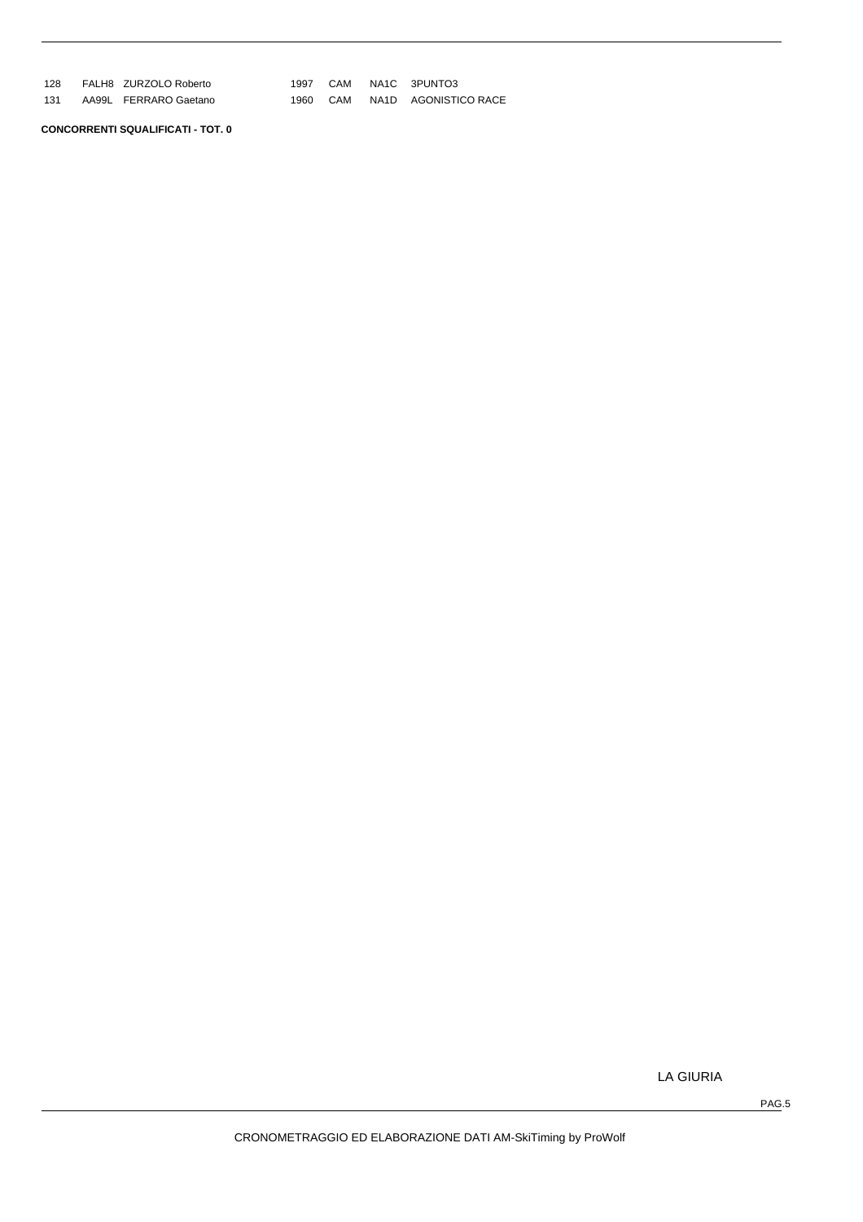| | | | | | | |
|---|---|---|---|---|---|---|
| 128 | FALH8 | ZURZOLO Roberto | 1997 | CAM | NA1C | 3PUNTO3 |
| 131 | AA99L | FERRARO Gaetano | 1960 | CAM | NA1D | AGONISTICO RACE |

**CONCORRENTI SQUALIFICATI - TOT. 0**

LA GIURIA

CRONOMETRAGGIO ED ELABORAZIONE DATI AM-SkiTiming by ProWolf